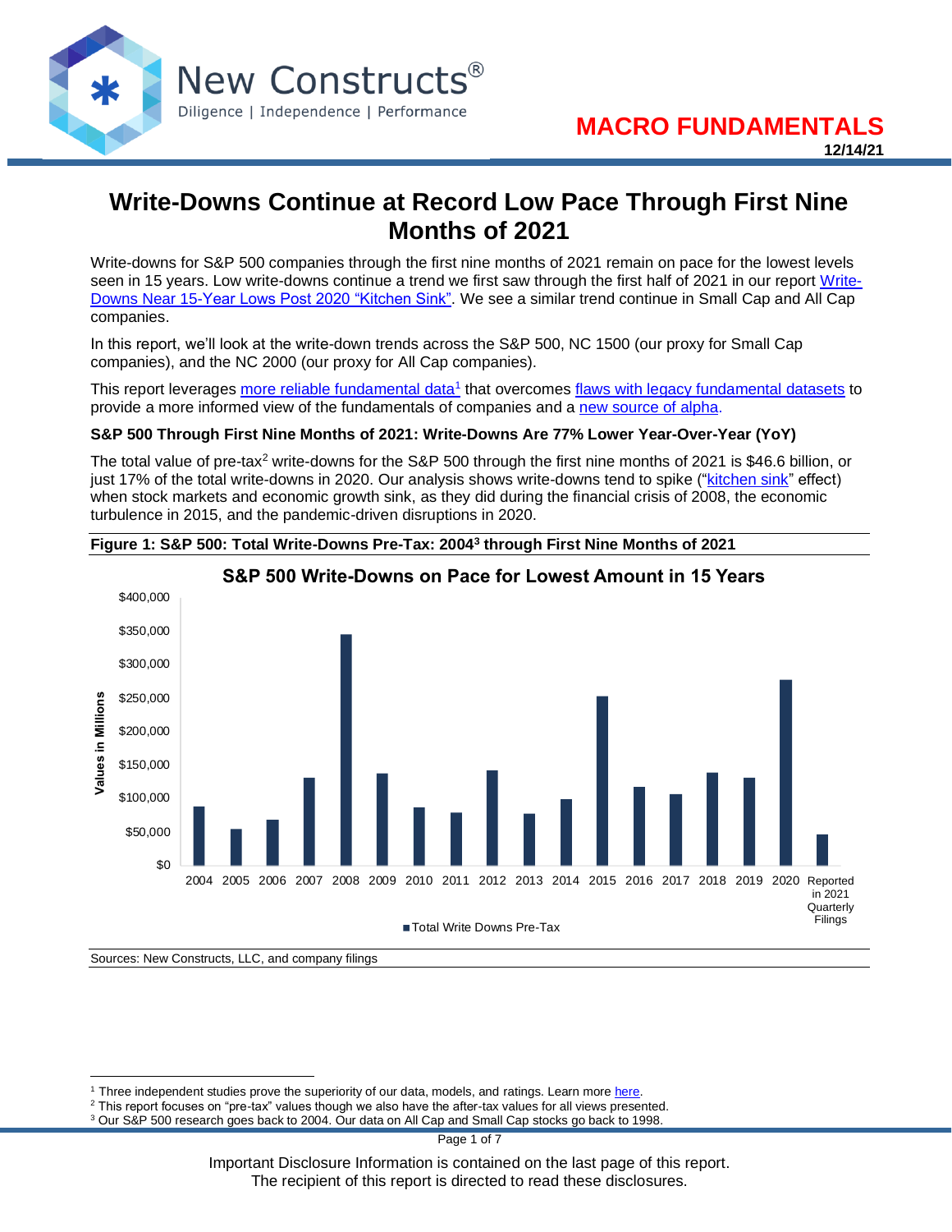MACRO FUNDAMENTALS

12/14/21

# Write-Downs Continue at Record Low Pace Through First Nine Months of 2021

Write-downs for S&P 500 companies through the first nine months of 2021 remain on pace for the lowest levels seen in 15 years. Low write-downs continue a trend we first saw through the first half of 2021 in our report Write-Downs Near 15-Year Lows Post 2020 "Kitchen Sink". We see a similar trend continue in Small Cap and All Cap companies.

In this report, we'll look at the write-down trends across the S&P 500, NC 1500 (our proxy for Small Cap companies), and the NC 2000 (our proxy for All Cap companies).

This report leverages more reliable fundamental data[1] that overcomes flaws with legacy fundamental datasets to provide a more informed view of the fundamentals of companies and a new source of alpha.

**S&P 500 Through First Nine Months of 2021: Write-Downs Are 77% Lower Year-Over-Year (YoY)**

The total value of pre-tax[2] write-downs for the S&P 500 through the first nine months of 2021 is $46.6 billion, or just 17% of the total write-downs in 2020. Our analysis shows write-downs tend to spike ("kitchen sink" effect) when stock markets and economic growth sink, as they did during the financial crisis of 2008, the economic turbulence in 2015, and the pandemic-driven disruptions in 2020.

**Figure 1: S&P 500: Total Write-Downs Pre-Tax: 2004[3] through First Nine Months of 2021**

S&P 500 Write-Downs on Pace for Lowest Amount in 15 Years

Sources: New Constructs, LLC, and company filings

---

[1] Three independent studies prove the superiority of our data, models, and ratings. Learn more here.

[2] This report focuses on "pre-tax" values though we also have the after-tax values for all views presented.

[3] Our S&P 500 research goes back to 2004. Our data on All Cap and Small Cap stocks go back to 1998.

Important Disclosure Information is contained on the last page of this report.
The recipient of this report is directed to read these disclosures.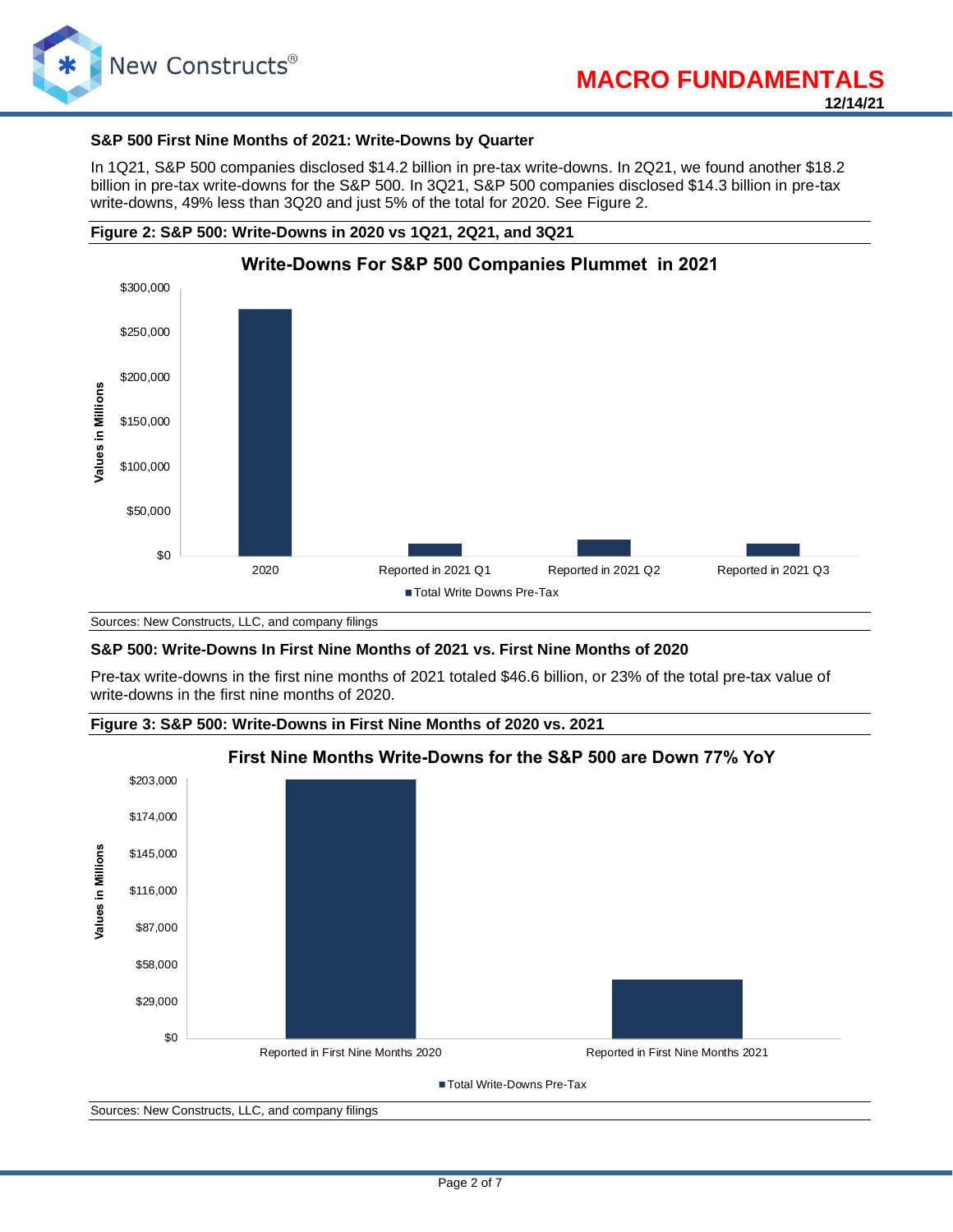### S&P 500 First Nine Months of 2021: Write-Downs by Quarter

In 1Q21, S&P 500 companies disclosed $14.2 billion in pre-tax write-downs. In 2Q21, we found another $18.2 billion in pre-tax write-downs for the S&P 500. In 3Q21, S&P 500 companies disclosed $14.3 billion in pre-tax write-downs, 49% less than 3Q20 and just 5% of the total for 2020. See Figure 2.

**Figure 2: S&P 500: Write-Downs in 2020 vs 1Q21, 2Q21, and 3Q21**

Sources: New Constructs, LLC, and company filings

### S&P 500: Write-Downs In First Nine Months of 2021 vs. First Nine Months of 2020

Pre-tax write-downs in the first nine months of 2021 totaled $46.6 billion, or 23% of the total pre-tax value of write-downs in the first nine months of 2020.

**Figure 3: S&P 500: Write-Downs in First Nine Months of 2020 vs. 2021**

Sources: New Constructs, LLC, and company filings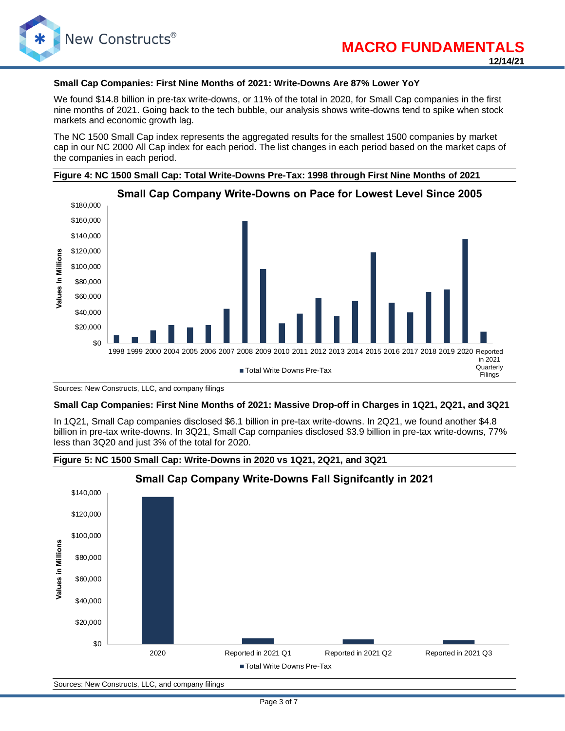### Small Cap Companies: First Nine Months of 2021: Write-Downs Are 87% Lower YoY

We found $14.8 billion in pre-tax write-downs, or 11% of the total in 2020, for Small Cap companies in the first nine months of 2021. Going back to the tech bubble, our analysis shows write-downs tend to spike when stock markets and economic growth lag.

The NC 1500 Small Cap index represents the aggregated results for the smallest 1500 companies by market cap in our NC 2000 All Cap index for each period. The list changes in each period based on the market caps of the companies in each period.

**Figure 4: NC 1500 Small Cap: Total Write-Downs Pre-Tax: 1998 through First Nine Months of 2021**

Sources: New Constructs, LLC, and company filings

### Small Cap Companies: First Nine Months of 2021: Massive Drop-off in Charges in 1Q21, 2Q21, and 3Q21

In 1Q21, Small Cap companies disclosed $6.1 billion in pre-tax write-downs. In 2Q21, we found another $4.8 billion in pre-tax write-downs. In 3Q21, Small Cap companies disclosed $3.9 billion in pre-tax write-downs, 77% less than 3Q20 and just 3% of the total for 2020.

**Figure 5: NC 1500 Small Cap: Write-Downs in 2020 vs 1Q21, 2Q21, and 3Q21**

Sources: New Constructs, LLC, and company filings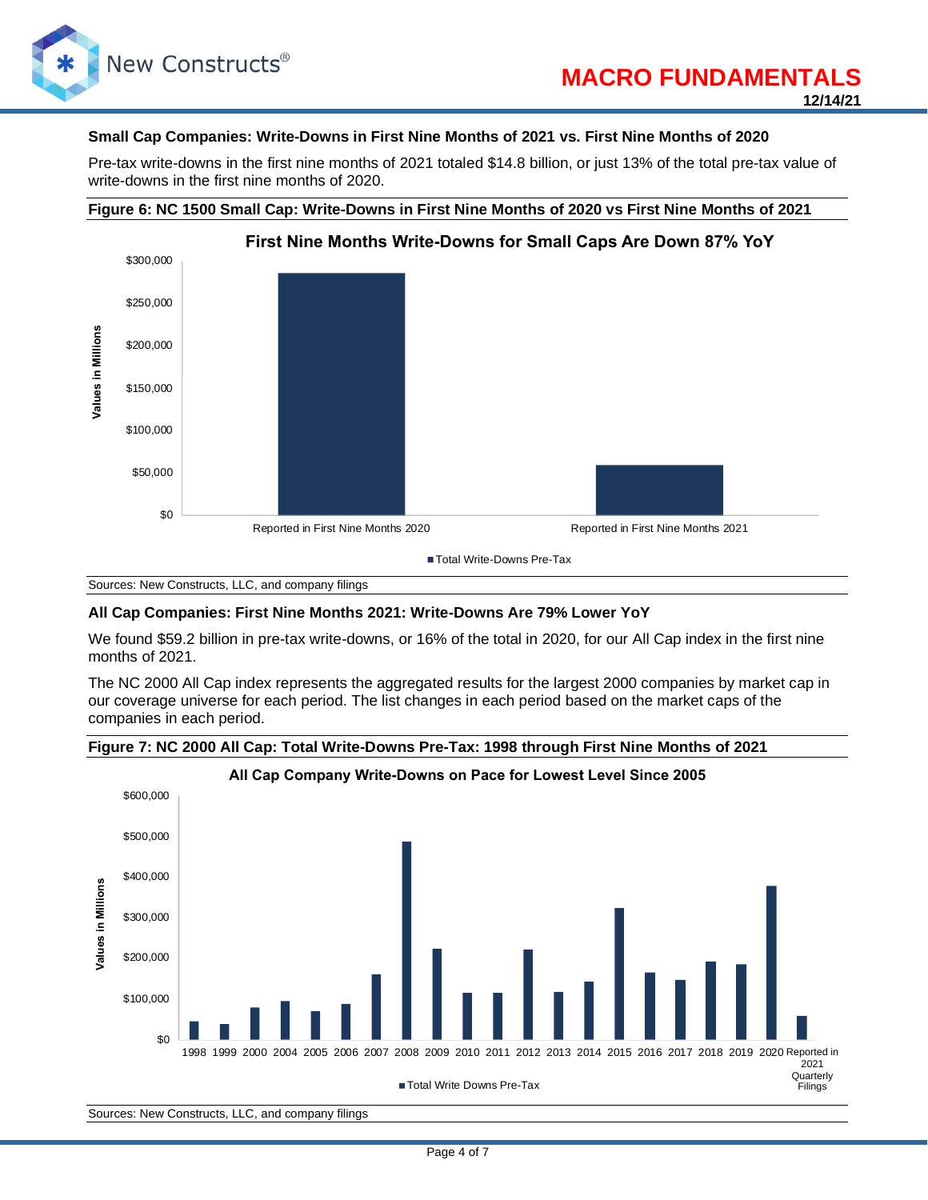### Small Cap Companies: Write-Downs in First Nine Months of 2021 vs. First Nine Months of 2020

Pre-tax write-downs in the first nine months of 2021 totaled $14.8 billion, or just 13% of the total pre-tax value of write-downs in the first nine months of 2020.

**Figure 6: NC 1500 Small Cap: Write-Downs in First Nine Months of 2020 vs First Nine Months of 2021**

Sources: New Constructs, LLC, and company filings

### All Cap Companies: First Nine Months 2021: Write-Downs Are 79% Lower YoY

We found $59.2 billion in pre-tax write-downs, or 16% of the total in 2020, for our All Cap index in the first nine months of 2021.

The NC 2000 All Cap index represents the aggregated results for the largest 2000 companies by market cap in our coverage universe for each period. The list changes in each period based on the market caps of the companies in each period.

**Figure 7: NC 2000 All Cap: Total Write-Downs Pre-Tax: 1998 through First Nine Months of 2021**

Sources: New Constructs, LLC, and company filings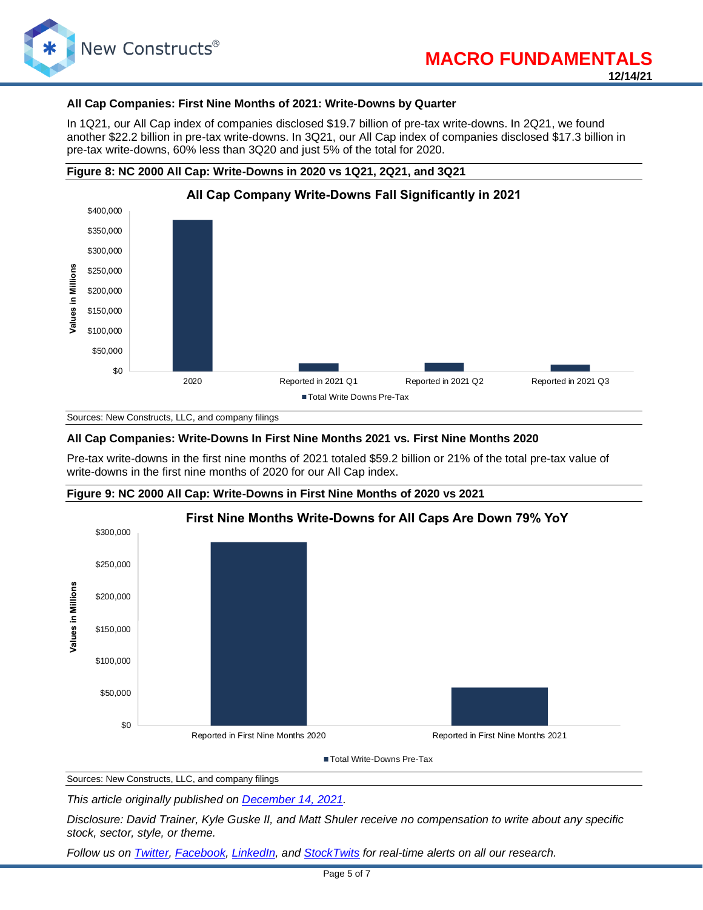### All Cap Companies: First Nine Months of 2021: Write-Downs by Quarter

In 1Q21, our All Cap index of companies disclosed $19.7 billion of pre-tax write-downs. In 2Q21, we found another $22.2 billion in pre-tax write-downs. In 3Q21, our All Cap index of companies disclosed $17.3 billion in pre-tax write-downs, 60% less than 3Q20 and just 5% of the total for 2020.

**Figure 8: NC 2000 All Cap: Write-Downs in 2020 vs 1Q21, 2Q21, and 3Q21**

Sources: New Constructs, LLC, and company filings

### All Cap Companies: Write-Downs In First Nine Months 2021 vs. First Nine Months 2020

Pre-tax write-downs in the first nine months of 2021 totaled $59.2 billion or 21% of the total pre-tax value of write-downs in the first nine months of 2020 for our All Cap index.

**Figure 9: NC 2000 All Cap: Write-Downs in First Nine Months of 2020 vs 2021**

Sources: New Constructs, LLC, and company filings

*This article originally published on December 14, 2021.*

*Disclosure: David Trainer, Kyle Guske II, and Matt Shuler receive no compensation to write about any specific stock, sector, style, or theme.*

*Follow us on Twitter, Facebook, LinkedIn, and StockTwits for real-time alerts on all our research.*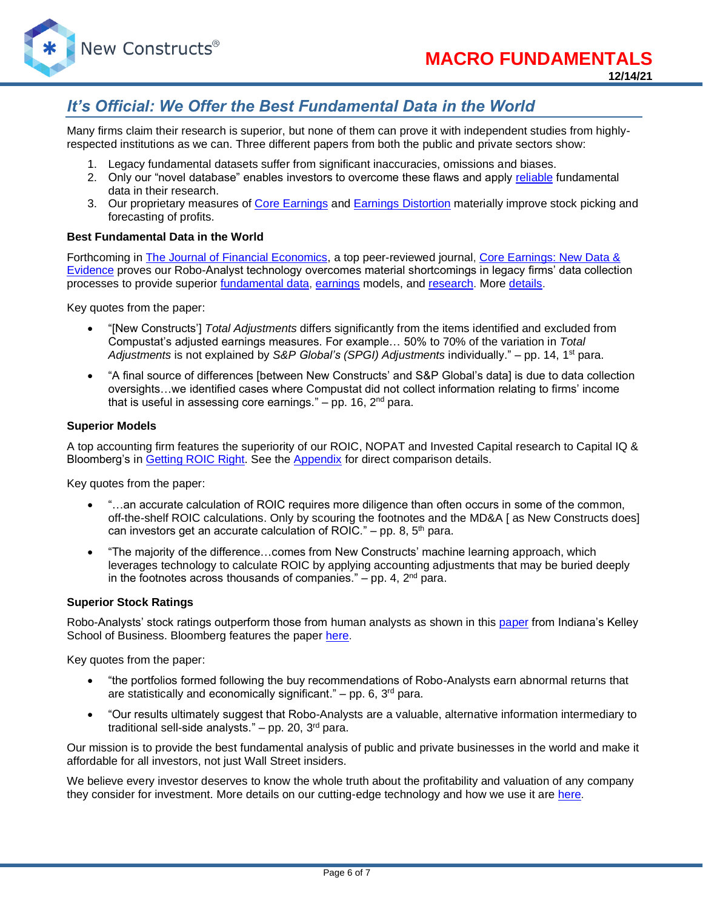## It's Official: We Offer the Best Fundamental Data in the World

Many firms claim their research is superior, but none of them can prove it with independent studies from highly-respected institutions as we can. Three different papers from both the public and private sectors show:

1. Legacy fundamental datasets suffer from significant inaccuracies, omissions and biases.
2. Only our "novel database" enables investors to overcome these flaws and apply reliable fundamental data in their research.
3. Our proprietary measures of Core Earnings and Earnings Distortion materially improve stock picking and forecasting of profits.

**Best Fundamental Data in the World**

Forthcoming in The Journal of Financial Economics, a top peer-reviewed journal, Core Earnings: New Data & Evidence proves our Robo-Analyst technology overcomes material shortcomings in legacy firms' data collection processes to provide superior fundamental data, earnings models, and research. More details.

Key quotes from the paper:

- "[New Constructs'] *Total Adjustments* differs significantly from the items identified and excluded from Compustat's adjusted earnings measures. For example… 50% to 70% of the variation in *Total Adjustments* is not explained by *S&P Global's (SPGI) Adjustments* individually." – pp. 14, 1st para.
- "A final source of differences [between New Constructs' and S&P Global's data] is due to data collection oversights…we identified cases where Compustat did not collect information relating to firms' income that is useful in assessing core earnings." – pp. 16, 2nd para.

**Superior Models**

A top accounting firm features the superiority of our ROIC, NOPAT and Invested Capital research to Capital IQ & Bloomberg's in Getting ROIC Right. See the Appendix for direct comparison details.

Key quotes from the paper:

- "…an accurate calculation of ROIC requires more diligence than often occurs in some of the common, off-the-shelf ROIC calculations. Only by scouring the footnotes and the MD&A [ as New Constructs does] can investors get an accurate calculation of ROIC." – pp. 8, 5th para.
- "The majority of the difference…comes from New Constructs' machine learning approach, which leverages technology to calculate ROIC by applying accounting adjustments that may be buried deeply in the footnotes across thousands of companies." – pp. 4, 2nd para.

**Superior Stock Ratings**

Robo-Analysts' stock ratings outperform those from human analysts as shown in this paper from Indiana's Kelley School of Business. Bloomberg features the paper here.

Key quotes from the paper:

- "the portfolios formed following the buy recommendations of Robo-Analysts earn abnormal returns that are statistically and economically significant." – pp. 6, 3rd para.
- "Our results ultimately suggest that Robo-Analysts are a valuable, alternative information intermediary to traditional sell-side analysts." – pp. 20, 3rd para.

Our mission is to provide the best fundamental analysis of public and private businesses in the world and make it affordable for all investors, not just Wall Street insiders.

We believe every investor deserves to know the whole truth about the profitability and valuation of any company they consider for investment. More details on our cutting-edge technology and how we use it are here.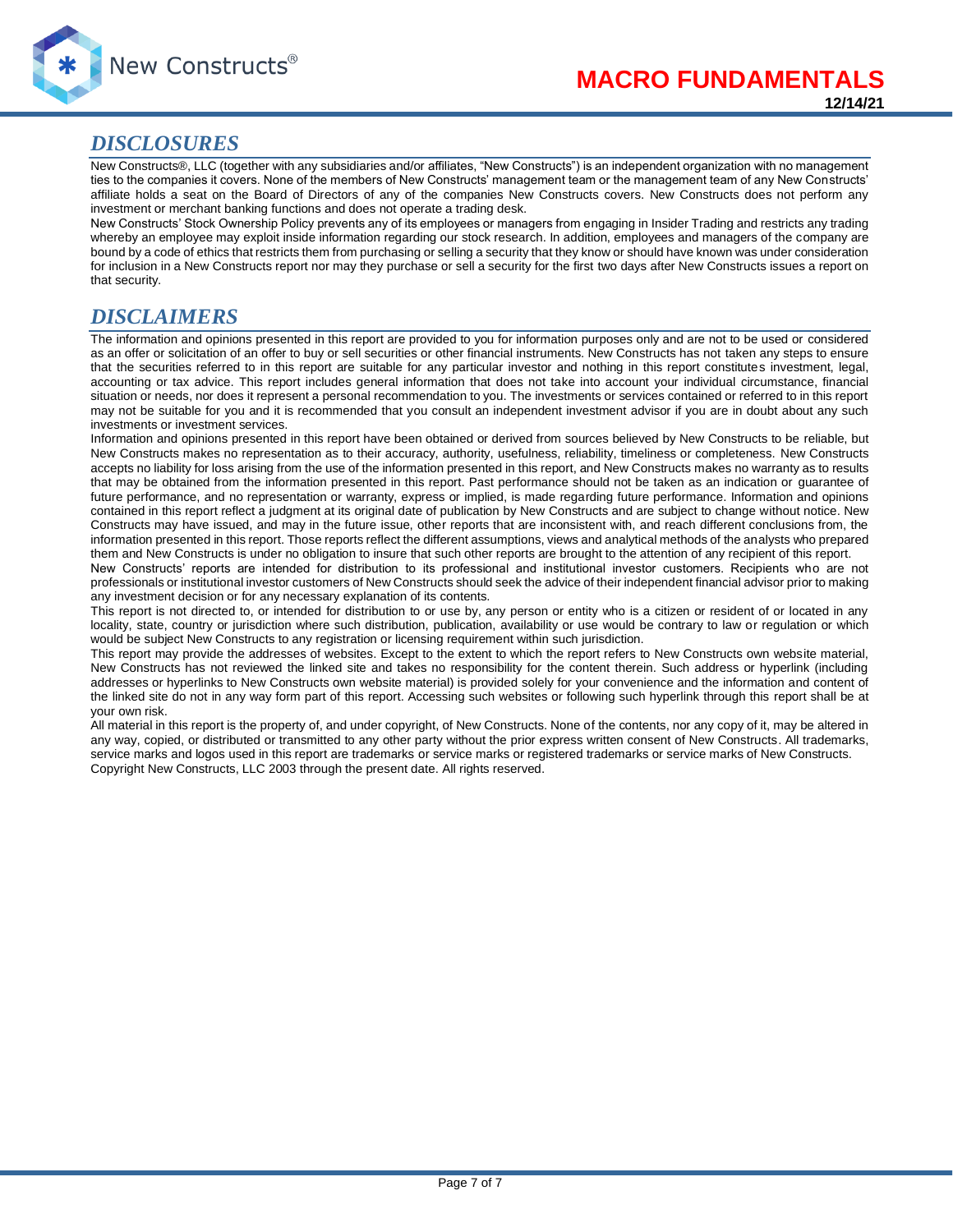## *DISCLOSURES*

New Constructs®, LLC (together with any subsidiaries and/or affiliates, "New Constructs") is an independent organization with no management ties to the companies it covers. None of the members of New Constructs' management team or the management team of any New Constructs' affiliate holds a seat on the Board of Directors of any of the companies New Constructs covers. New Constructs does not perform any investment or merchant banking functions and does not operate a trading desk.

New Constructs' Stock Ownership Policy prevents any of its employees or managers from engaging in Insider Trading and restricts any trading whereby an employee may exploit inside information regarding our stock research. In addition, employees and managers of the company are bound by a code of ethics that restricts them from purchasing or selling a security that they know or should have known was under consideration for inclusion in a New Constructs report nor may they purchase or sell a security for the first two days after New Constructs issues a report on that security.

## *DISCLAIMERS*

The information and opinions presented in this report are provided to you for information purposes only and are not to be used or considered as an offer or solicitation of an offer to buy or sell securities or other financial instruments. New Constructs has not taken any steps to ensure that the securities referred to in this report are suitable for any particular investor and nothing in this report constitutes investment, legal, accounting or tax advice. This report includes general information that does not take into account your individual circumstance, financial situation or needs, nor does it represent a personal recommendation to you. The investments or services contained or referred to in this report may not be suitable for you and it is recommended that you consult an independent investment advisor if you are in doubt about any such investments or investment services.

Information and opinions presented in this report have been obtained or derived from sources believed by New Constructs to be reliable, but New Constructs makes no representation as to their accuracy, authority, usefulness, reliability, timeliness or completeness. New Constructs accepts no liability for loss arising from the use of the information presented in this report, and New Constructs makes no warranty as to results that may be obtained from the information presented in this report. Past performance should not be taken as an indication or guarantee of future performance, and no representation or warranty, express or implied, is made regarding future performance. Information and opinions contained in this report reflect a judgment at its original date of publication by New Constructs and are subject to change without notice. New Constructs may have issued, and may in the future issue, other reports that are inconsistent with, and reach different conclusions from, the information presented in this report. Those reports reflect the different assumptions, views and analytical methods of the analysts who prepared them and New Constructs is under no obligation to insure that such other reports are brought to the attention of any recipient of this report.

New Constructs' reports are intended for distribution to its professional and institutional investor customers. Recipients who are not professionals or institutional investor customers of New Constructs should seek the advice of their independent financial advisor prior to making any investment decision or for any necessary explanation of its contents.

This report is not directed to, or intended for distribution to or use by, any person or entity who is a citizen or resident of or located in any locality, state, country or jurisdiction where such distribution, publication, availability or use would be contrary to law or regulation or which would be subject New Constructs to any registration or licensing requirement within such jurisdiction.

This report may provide the addresses of websites. Except to the extent to which the report refers to New Constructs own website material, New Constructs has not reviewed the linked site and takes no responsibility for the content therein. Such address or hyperlink (including addresses or hyperlinks to New Constructs own website material) is provided solely for your convenience and the information and content of the linked site do not in any way form part of this report. Accessing such websites or following such hyperlink through this report shall be at your own risk.

All material in this report is the property of, and under copyright, of New Constructs. None of the contents, nor any copy of it, may be altered in any way, copied, or distributed or transmitted to any other party without the prior express written consent of New Constructs. All trademarks, service marks and logos used in this report are trademarks or service marks or registered trademarks or service marks of New Constructs.

Copyright New Constructs, LLC 2003 through the present date. All rights reserved.